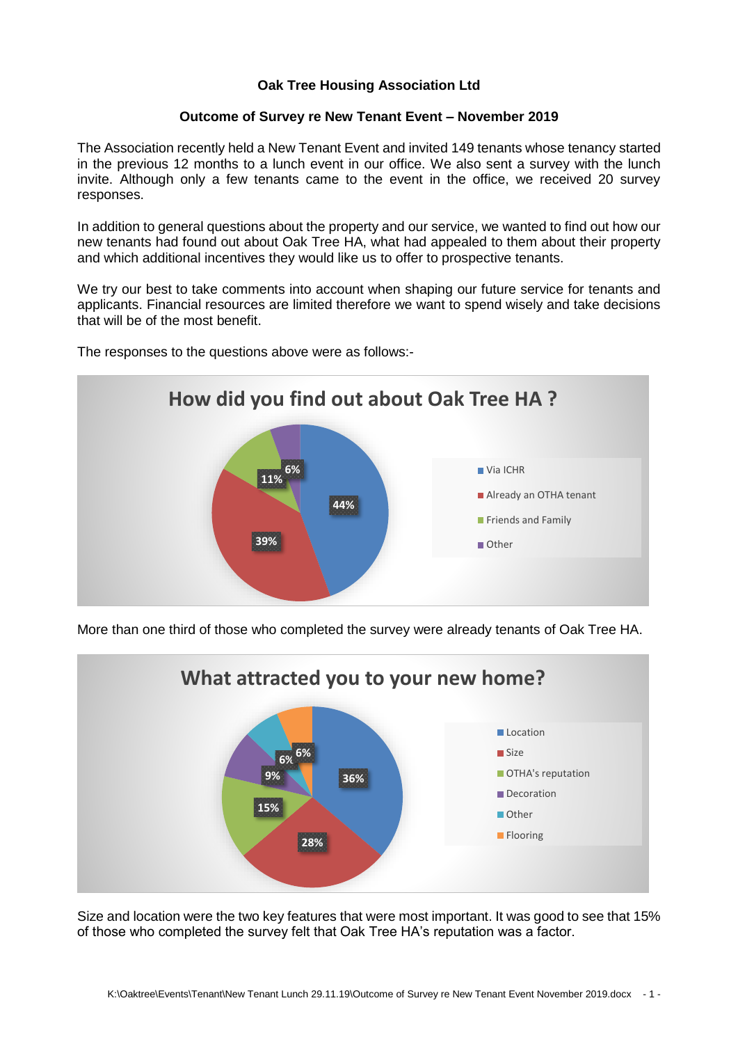**Oak Tree Housing Association Ltd**

**Outcome of Survey re New Tenant Event – November 2019**

The Association recently held a New Tenant Event and invited 149 tenants whose tenancy started in the previous 12 months to a lunch event in our office. We also sent a survey with the lunch invite. Although only a few tenants came to the event in the office, we received 20 survey responses.

In addition to general questions about the property and our service, we wanted to find out how our new tenants had found out about Oak Tree HA, what had appealed to them about their property and which additional incentives they would like us to offer to prospective tenants.

We try our best to take comments into account when shaping our future service for tenants and applicants. Financial resources are limited therefore we want to spend wisely and take decisions that will be of the most benefit.

The responses to the questions above were as follows:-

**How did you find out about Oak Tree HA ?**

| Response | Percentage |
|---|---|
| Via ICHR | 44% |
| Already an OTHA tenant | 39% |
| Friends and Family | 11% |
| Other | 6% |

More than one third of those who completed the survey were already tenants of Oak Tree HA.

**What attracted you to your new home?**

| Response | Percentage |
|---|---|
| Location | 36% |
| Size | 28% |
| OTHA's reputation | 15% |
| Decoration | 9% |
| Other | 6% |
| Flooring | 6% |

Size and location were the two key features that were most important. It was good to see that 15% of those who completed the survey felt that Oak Tree HA's reputation was a factor.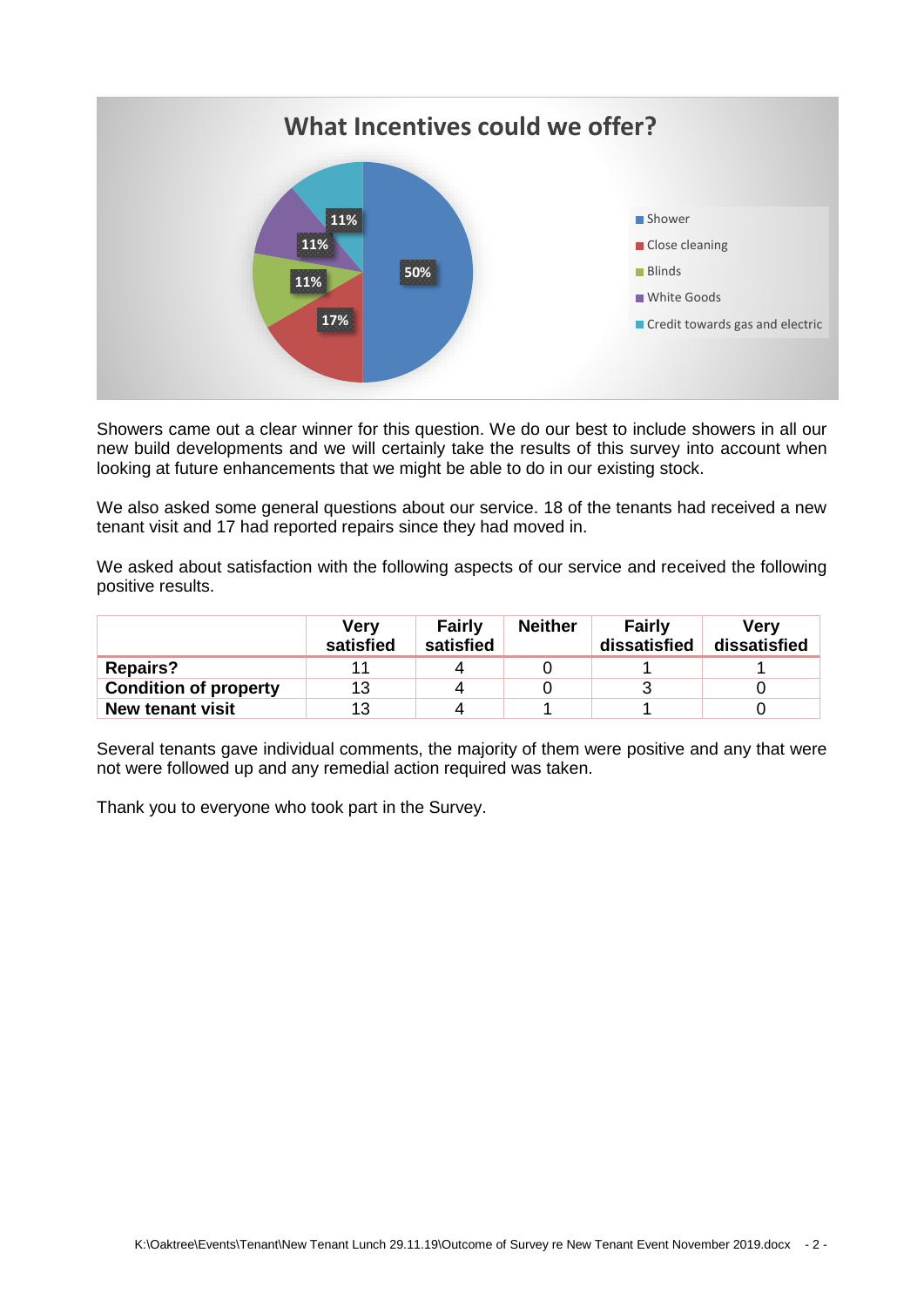What Incentives could we offer?

50%
17%
11%
11%
11%

Shower
Close cleaning
Blinds
White Goods
Credit towards gas and electric

Showers came out a clear winner for this question. We do our best to include showers in all our new build developments and we will certainly take the results of this survey into account when looking at future enhancements that we might be able to do in our existing stock.

We also asked some general questions about our service. 18 of the tenants had received a new tenant visit and 17 had reported repairs since they had moved in.

We asked about satisfaction with the following aspects of our service and received the following positive results.

| | Very satisfied | Fairly satisfied | Neither | Fairly dissatisfied | Very dissatisfied |
|---|---|---|---|---|---|
| **Repairs?** | 11 | 4 | 0 | 1 | 1 |
| **Condition of property** | 13 | 4 | 0 | 3 | 0 |
| **New tenant visit** | 13 | 4 | 1 | 1 | 0 |

Several tenants gave individual comments, the majority of them were positive and any that were not were followed up and any remedial action required was taken.

Thank you to everyone who took part in the Survey.